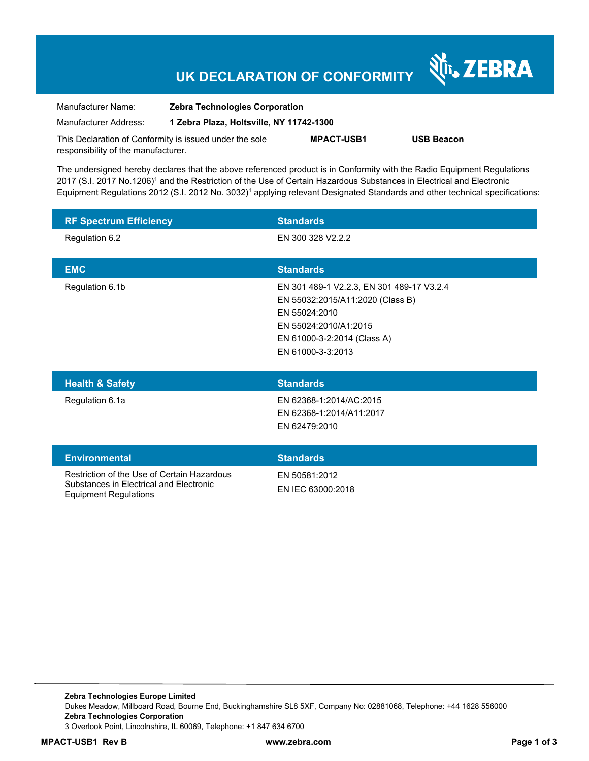# UK DECLARATION OF CONFORMITY

ZEBRA

Manufacturer Name: **Zebra Technologies Corporation**

Manufacturer Address: **1 Zebra Plaza, Holtsville, NY 11742-1300**

This Declaration of Conformity is issued under the sole responsibility of the manufacturer. **MPACT-USB1** **USB Beacon**

The undersigned hereby declares that the above referenced product is in Conformity with the Radio Equipment Regulations 2017 (S.I. 2017 No.1206)[1] and the Restriction of the Use of Certain Hazardous Substances in Electrical and Electronic Equipment Regulations 2012 (S.I. 2012 No. 3032)[1] applying relevant Designated Standards and other technical specifications:

| RF Spectrum Efficiency | Standards |
|---|---|
| Regulation 6.2 | EN 300 328 V2.2.2 |

| EMC | Standards |
|---|---|
| Regulation 6.1b | EN 301 489-1 V2.2.3, EN 301 489-17 V3.2.4<br>EN 55032:2015/A11:2020 (Class B)<br>EN 55024:2010<br>EN 55024:2010/A1:2015<br>EN 61000-3-2:2014 (Class A)<br>EN 61000-3-3:2013 |

| Health & Safety | Standards |
|---|---|
| Regulation 6.1a | EN 62368-1:2014/AC:2015<br>EN 62368-1:2014/A11:2017<br>EN 62479:2010 |

| Environmental | Standards |
|---|---|
| Restriction of the Use of Certain Hazardous Substances in Electrical and Electronic Equipment Regulations | EN 50581:2012<br>EN IEC 63000:2018 |

**Zebra Technologies Europe Limited**
Dukes Meadow, Millboard Road, Bourne End, Buckinghamshire SL8 5XF, Company No: 02881068, Telephone: +44 1628 556000
**Zebra Technologies Corporation**
3 Overlook Point, Lincolnshire, IL 60069, Telephone: +1 847 634 6700

**MPACT-USB1 Rev B** **www.zebra.com**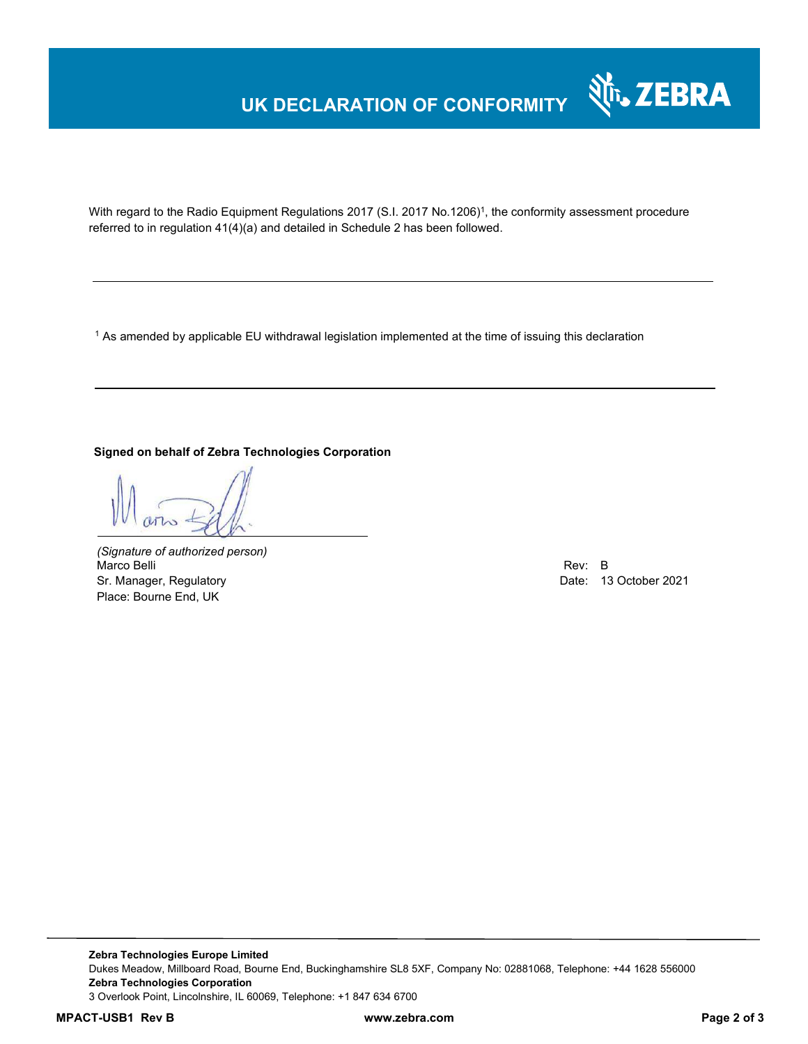# UK DECLARATION OF CONFORMITY

With regard to the Radio Equipment Regulations 2017 (S.I. 2017 No.1206)[1], the conformity assessment procedure referred to in regulation 41(4)(a) and detailed in Schedule 2 has been followed.

---

[1] As amended by applicable EU withdrawal legislation implemented at the time of issuing this declaration

---

**Signed on behalf of Zebra Technologies Corporation**

*(Signature of authorized person)*
Marco Belli
Sr. Manager, Regulatory
Place: Bourne End, UK

Rev: B
Date: 13 October 2021

**Zebra Technologies Europe Limited**
Dukes Meadow, Millboard Road, Bourne End, Buckinghamshire SL8 5XF, Company No: 02881068, Telephone: +44 1628 556000
**Zebra Technologies Corporation**
3 Overlook Point, Lincolnshire, IL 60069, Telephone: +1 847 634 6700

**MPACT-USB1 Rev B** **www.zebra.com**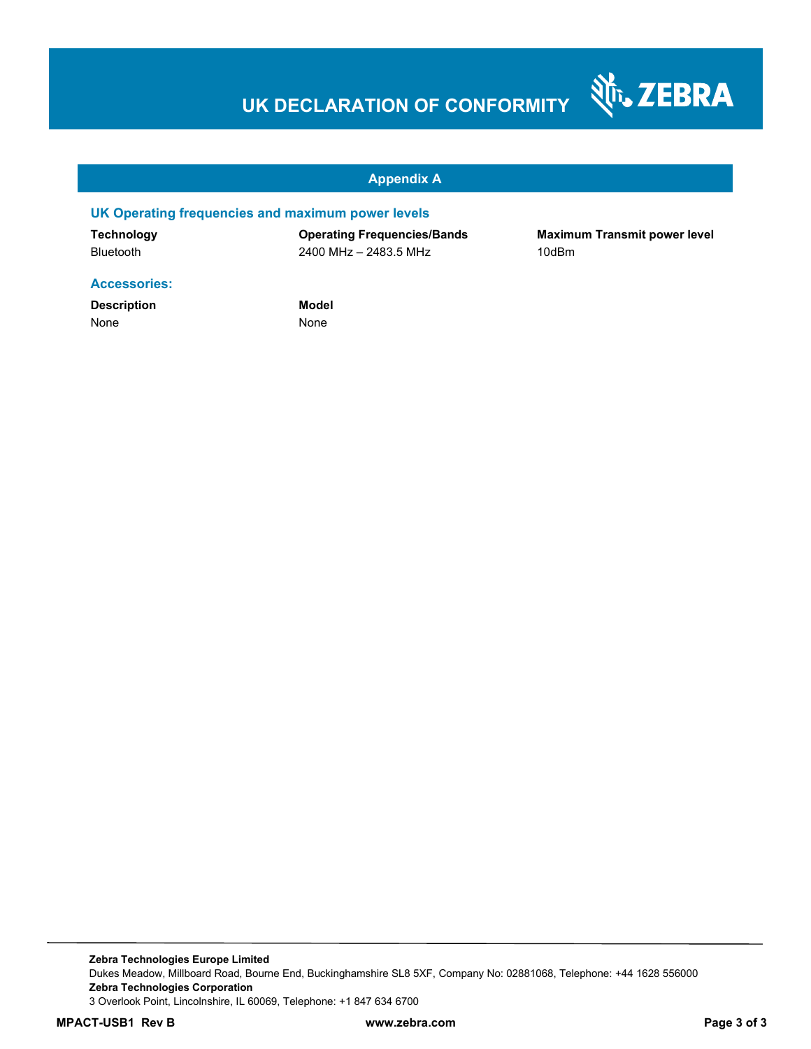# UK DECLARATION OF CONFORMITY

## Appendix A

### UK Operating frequencies and maximum power levels

| Technology | Operating Frequencies/Bands | Maximum Transmit power level |
|---|---|---|
| Bluetooth | 2400 MHz – 2483.5 MHz | 10dBm |

### Accessories:

| Description | Model |
|---|---|
| None | None |

**Zebra Technologies Europe Limited**
Dukes Meadow, Millboard Road, Bourne End, Buckinghamshire SL8 5XF, Company No: 02881068, Telephone: +44 1628 556000
**Zebra Technologies Corporation**
3 Overlook Point, Lincolnshire, IL 60069, Telephone: +1 847 634 6700

**MPACT-USB1 Rev B** **www.zebra.com**